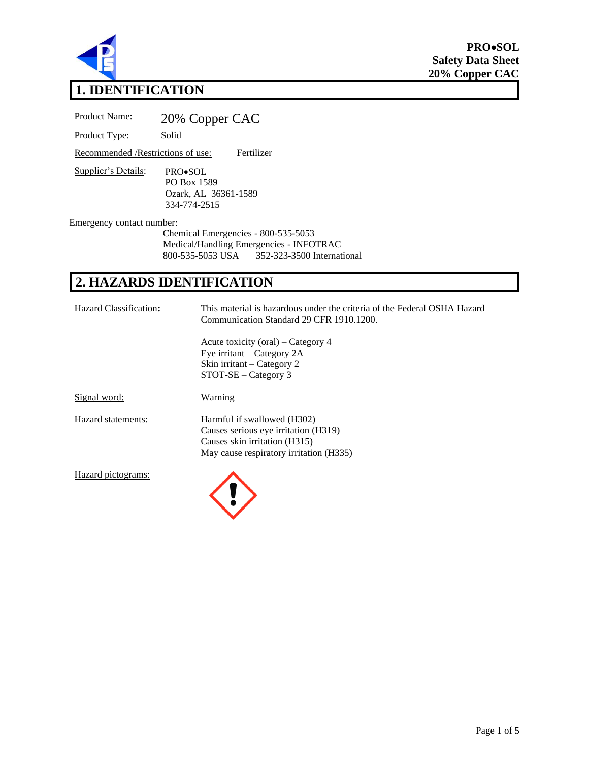**PRO•SOL**
**Safety Data Sheet**
**20% Copper CAC**

# 1. IDENTIFICATION

Product Name: 20% Copper CAC

Product Type: Solid

Recommended /Restrictions of use: Fertilizer

Supplier's Details:
PRO•SOL
PO Box 1589
Ozark, AL 36361-1589
334-774-2515

Emergency contact number:
Chemical Emergencies - 800-535-5053
Medical/Handling Emergencies - INFOTRAC
800-535-5053 USA 352-323-3500 International

# 2. HAZARDS IDENTIFICATION

Hazard Classification**:** This material is hazardous under the criteria of the Federal OSHA Hazard Communication Standard 29 CFR 1910.1200.

Acute toxicity (oral) – Category 4
Eye irritant – Category 2A
Skin irritant – Category 2
STOT-SE – Category 3

Signal word: Warning

Hazard statements:
Harmful if swallowed (H302)
Causes serious eye irritation (H319)
Causes skin irritation (H315)
May cause respiratory irritation (H335)

Hazard pictograms: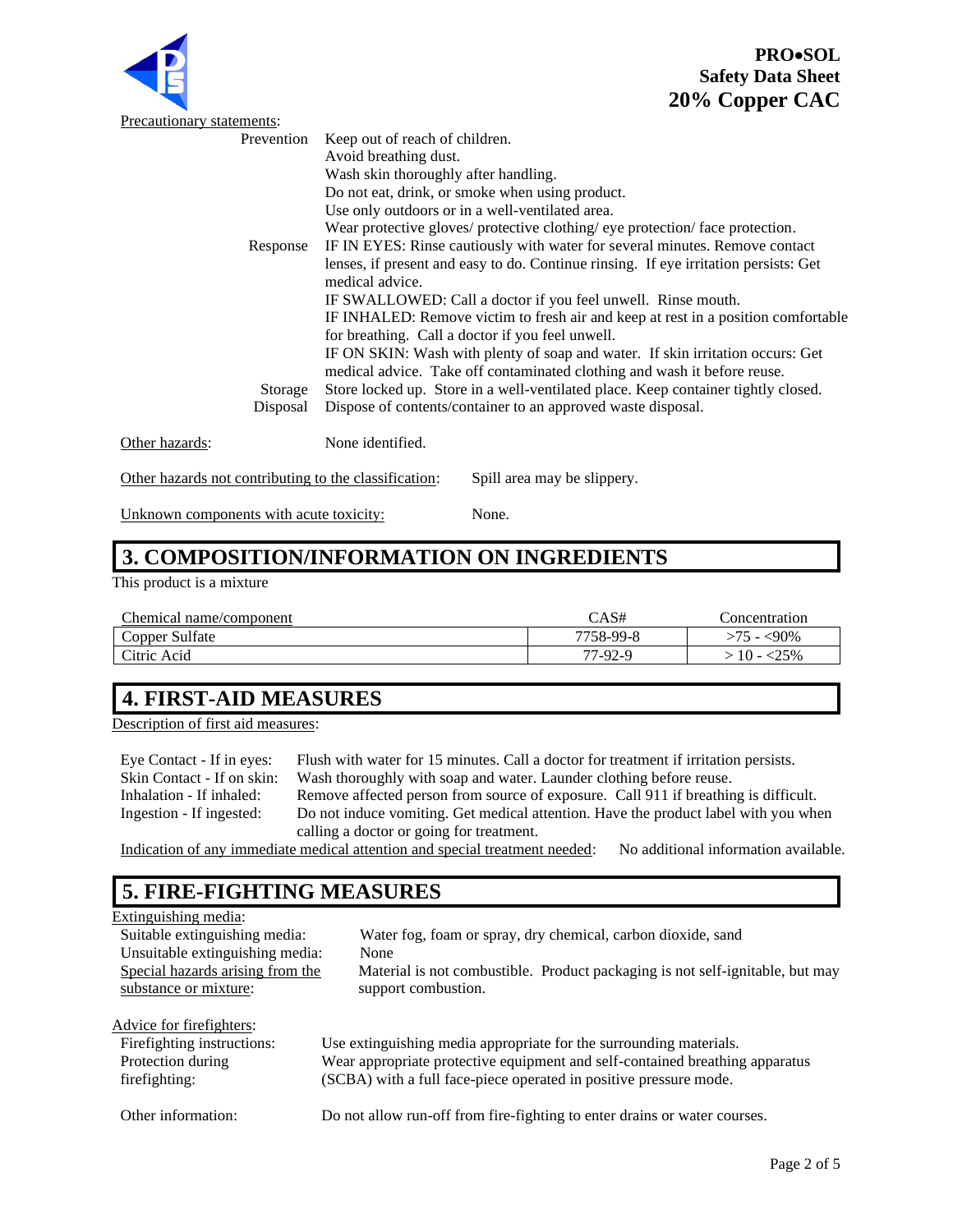Precautionary statements:

| | |
|---|---|
| Prevention | Keep out of reach of children.<br>Avoid breathing dust.<br>Wash skin thoroughly after handling.<br>Do not eat, drink, or smoke when using product.<br>Use only outdoors or in a well-ventilated area.<br>Wear protective gloves/ protective clothing/ eye protection/ face protection. |
| Response | IF IN EYES: Rinse cautiously with water for several minutes. Remove contact lenses, if present and easy to do. Continue rinsing. If eye irritation persists: Get medical advice.<br>IF SWALLOWED: Call a doctor if you feel unwell. Rinse mouth.<br>IF INHALED: Remove victim to fresh air and keep at rest in a position comfortable for breathing. Call a doctor if you feel unwell.<br>IF ON SKIN: Wash with plenty of soap and water. If skin irritation occurs: Get medical advice. Take off contaminated clothing and wash it before reuse. |
| Storage | Store locked up. Store in a well-ventilated place. Keep container tightly closed. |
| Disposal | Dispose of contents/container to an approved waste disposal. |

Other hazards: None identified.

Other hazards not contributing to the classification: Spill area may be slippery.

Unknown components with acute toxicity: None.

# 3. COMPOSITION/INFORMATION ON INGREDIENTS

This product is a mixture

| Chemical name/component | CAS# | Concentration |
|---|---|---|
| Copper Sulfate | 7758-99-8 | >75 - <90% |
| Citric Acid | 77-92-9 | > 10 - <25% |

# 4. FIRST-AID MEASURES

Description of first aid measures:

| | |
|---|---|
| Eye Contact - If in eyes: | Flush with water for 15 minutes. Call a doctor for treatment if irritation persists. |
| Skin Contact - If on skin: | Wash thoroughly with soap and water. Launder clothing before reuse. |
| Inhalation - If inhaled: | Remove affected person from source of exposure. Call 911 if breathing is difficult. |
| Ingestion - If ingested: | Do not induce vomiting. Get medical attention. Have the product label with you when calling a doctor or going for treatment. |

Indication of any immediate medical attention and special treatment needed: No additional information available.

# 5. FIRE-FIGHTING MEASURES

Extinguishing media:

| | |
|---|---|
| Suitable extinguishing media: | Water fog, foam or spray, dry chemical, carbon dioxide, sand |
| Unsuitable extinguishing media: | None |
| Special hazards arising from the substance or mixture: | Material is not combustible. Product packaging is not self-ignitable, but may support combustion. |

Advice for firefighters:

| | |
|---|---|
| Firefighting instructions: | Use extinguishing media appropriate for the surrounding materials. |
| Protection during firefighting: | Wear appropriate protective equipment and self-contained breathing apparatus (SCBA) with a full face-piece operated in positive pressure mode. |
| Other information: | Do not allow run-off from fire-fighting to enter drains or water courses. |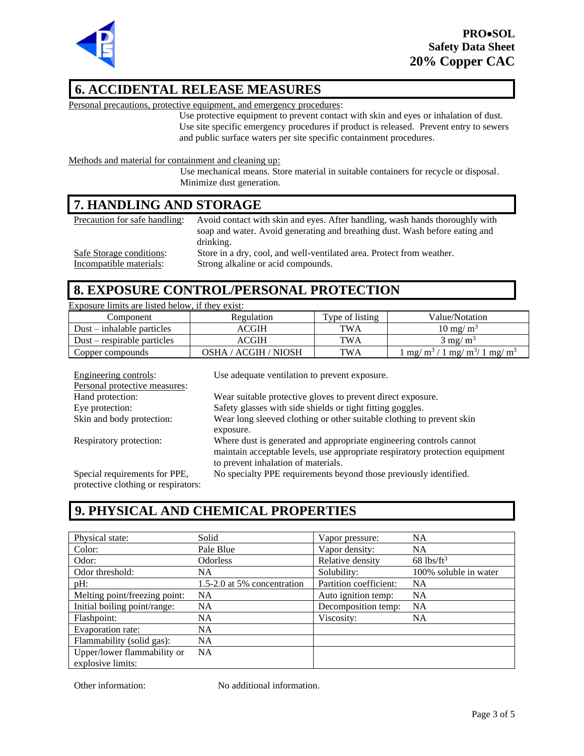**PRO•SOL**
**Safety Data Sheet**
**20% Copper CAC**

## 6. ACCIDENTAL RELEASE MEASURES

Personal precautions, protective equipment, and emergency procedures:

Use protective equipment to prevent contact with skin and eyes or inhalation of dust. Use site specific emergency procedures if product is released. Prevent entry to sewers and public surface waters per site specific containment procedures.

Methods and material for containment and cleaning up:

Use mechanical means. Store material in suitable containers for recycle or disposal. Minimize dust generation.

## 7. HANDLING AND STORAGE

Precaution for safe handling: Avoid contact with skin and eyes. After handling, wash hands thoroughly with soap and water. Avoid generating and breathing dust. Wash before eating and drinking.

Safe Storage conditions: Store in a dry, cool, and well-ventilated area. Protect from weather.

Incompatible materials: Strong alkaline or acid compounds.

## 8. EXPOSURE CONTROL/PERSONAL PROTECTION

Exposure limits are listed below, if they exist:

| Component | Regulation | Type of listing | Value/Notation |
|---|---|---|---|
| Dust – inhalable particles | ACGIH | TWA | 10 mg/ $m^3$ |
| Dust – respirable particles | ACGIH | TWA | 3 mg/ $m^3$ |
| Copper compounds | OSHA / ACGIH / NIOSH | TWA | 1 mg/ $m^3$ / 1 mg/ $m^3$/ 1 mg/ $m^3$ |

Engineering controls: Use adequate ventilation to prevent exposure.

Personal protective measures:

Hand protection: Wear suitable protective gloves to prevent direct exposure.

Eye protection: Safety glasses with side shields or tight fitting goggles.

Skin and body protection: Wear long sleeved clothing or other suitable clothing to prevent skin exposure.

Respiratory protection: Where dust is generated and appropriate engineering controls cannot maintain acceptable levels, use appropriate respiratory protection equipment to prevent inhalation of materials.

Special requirements for PPE, protective clothing or respirators: No specialty PPE requirements beyond those previously identified.

## 9. PHYSICAL AND CHEMICAL PROPERTIES

| | | | |
|---|---|---|---|
| Physical state: | Solid | Vapor pressure: | NA |
| Color: | Pale Blue | Vapor density: | NA |
| Odor: | Odorless | Relative density | 68 lbs/$ft^3$ |
| Odor threshold: | NA | Solubility: | 100% soluble in water |
| pH: | 1.5-2.0 at 5% concentration | Partition coefficient: | NA |
| Melting point/freezing point: | NA | Auto ignition temp: | NA |
| Initial boiling point/range: | NA | Decomposition temp: | NA |
| Flashpoint: | NA | Viscosity: | NA |
| Evaporation rate: | NA | | |
| Flammability (solid gas): | NA | | |
| Upper/lower flammability or explosive limits: | NA | | |

Other information: No additional information.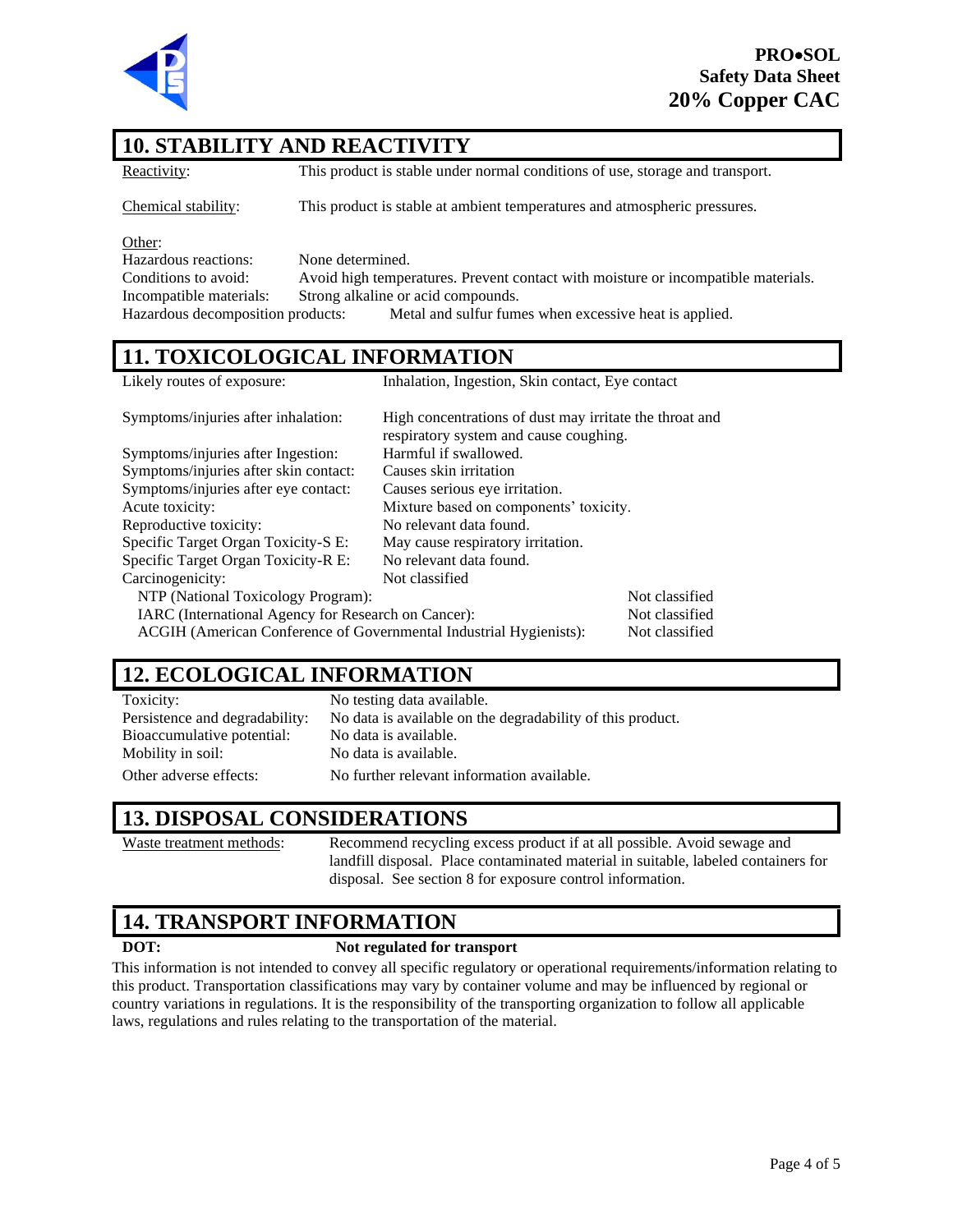## 10. STABILITY AND REACTIVITY

Reactivity: This product is stable under normal conditions of use, storage and transport.

Chemical stability: This product is stable at ambient temperatures and atmospheric pressures.

Other:

Hazardous reactions: None determined.
Conditions to avoid: Avoid high temperatures. Prevent contact with moisture or incompatible materials.
Incompatible materials: Strong alkaline or acid compounds.
Hazardous decomposition products: Metal and sulfur fumes when excessive heat is applied.

## 11. TOXICOLOGICAL INFORMATION

Likely routes of exposure: Inhalation, Ingestion, Skin contact, Eye contact

Symptoms/injuries after inhalation: High concentrations of dust may irritate the throat and respiratory system and cause coughing.
Symptoms/injuries after Ingestion: Harmful if swallowed.
Symptoms/injuries after skin contact: Causes skin irritation
Symptoms/injuries after eye contact: Causes serious eye irritation.
Acute toxicity: Mixture based on components' toxicity.
Reproductive toxicity: No relevant data found.
Specific Target Organ Toxicity-S E: May cause respiratory irritation.
Specific Target Organ Toxicity-R E: No relevant data found.
Carcinogenicity: Not classified

NTP (National Toxicology Program): Not classified
IARC (International Agency for Research on Cancer): Not classified
ACGIH (American Conference of Governmental Industrial Hygienists): Not classified

## 12. ECOLOGICAL INFORMATION

Toxicity: No testing data available.
Persistence and degradability: No data is available on the degradability of this product.
Bioaccumulative potential: No data is available.
Mobility in soil: No data is available.
Other adverse effects: No further relevant information available.

## 13. DISPOSAL CONSIDERATIONS

Waste treatment methods: Recommend recycling excess product if at all possible. Avoid sewage and landfill disposal. Place contaminated material in suitable, labeled containers for disposal. See section 8 for exposure control information.

## 14. TRANSPORT INFORMATION

**DOT:** **Not regulated for transport**

This information is not intended to convey all specific regulatory or operational requirements/information relating to this product. Transportation classifications may vary by container volume and may be influenced by regional or country variations in regulations. It is the responsibility of the transporting organization to follow all applicable laws, regulations and rules relating to the transportation of the material.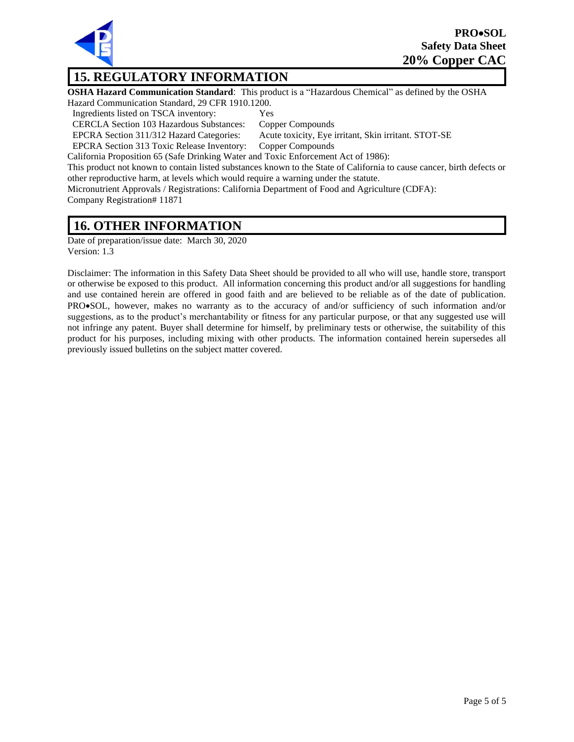## 15. REGULATORY INFORMATION

**OSHA Hazard Communication Standard**: This product is a "Hazardous Chemical" as defined by the OSHA Hazard Communication Standard, 29 CFR 1910.1200.

| | |
|---|---|
| Ingredients listed on TSCA inventory: | Yes |
| CERCLA Section 103 Hazardous Substances: | Copper Compounds |
| EPCRA Section 311/312 Hazard Categories: | Acute toxicity, Eye irritant, Skin irritant. STOT-SE |
| EPCRA Section 313 Toxic Release Inventory: | Copper Compounds |

California Proposition 65 (Safe Drinking Water and Toxic Enforcement Act of 1986):
This product not known to contain listed substances known to the State of California to cause cancer, birth defects or other reproductive harm, at levels which would require a warning under the statute.
Micronutrient Approvals / Registrations: California Department of Food and Agriculture (CDFA):
Company Registration# 11871

## 16. OTHER INFORMATION

Date of preparation/issue date: March 30, 2020
Version: 1.3

Disclaimer: The information in this Safety Data Sheet should be provided to all who will use, handle store, transport or otherwise be exposed to this product. All information concerning this product and/or all suggestions for handling and use contained herein are offered in good faith and are believed to be reliable as of the date of publication. PRO•SOL, however, makes no warranty as to the accuracy of and/or sufficiency of such information and/or suggestions, as to the product's merchantability or fitness for any particular purpose, or that any suggested use will not infringe any patent. Buyer shall determine for himself, by preliminary tests or otherwise, the suitability of this product for his purposes, including mixing with other products. The information contained herein supersedes all previously issued bulletins on the subject matter covered.